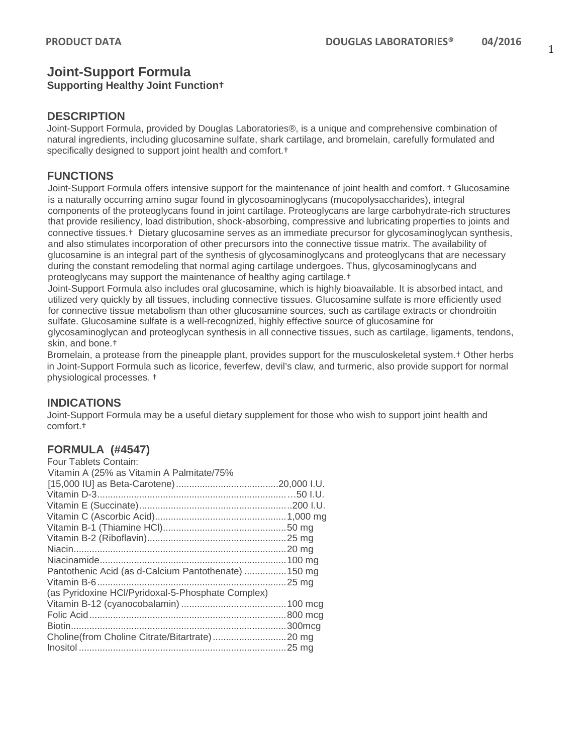# Joint-Support Formula

**Supporting Healthy Joint Function†**

## DESCRIPTION

Joint-Support Formula, provided by Douglas Laboratories®, is a unique and comprehensive combination of natural ingredients, including glucosamine sulfate, shark cartilage, and bromelain, carefully formulated and specifically designed to support joint health and comfort.†

## FUNCTIONS

Joint-Support Formula offers intensive support for the maintenance of joint health and comfort. † Glucosamine is a naturally occurring amino sugar found in glycosoaminoglycans (mucopolysaccharides), integral components of the proteoglycans found in joint cartilage. Proteoglycans are large carbohydrate-rich structures that provide resiliency, load distribution, shock-absorbing, compressive and lubricating properties to joints and connective tissues.† Dietary glucosamine serves as an immediate precursor for glycosaminoglycan synthesis, and also stimulates incorporation of other precursors into the connective tissue matrix. The availability of glucosamine is an integral part of the synthesis of glycosaminoglycans and proteoglycans that are necessary during the constant remodeling that normal aging cartilage undergoes. Thus, glycosaminoglycans and proteoglycans may support the maintenance of healthy aging cartilage.†

Joint-Support Formula also includes oral glucosamine, which is highly bioavailable. It is absorbed intact, and utilized very quickly by all tissues, including connective tissues. Glucosamine sulfate is more efficiently used for connective tissue metabolism than other glucosamine sources, such as cartilage extracts or chondroitin sulfate. Glucosamine sulfate is a well-recognized, highly effective source of glucosamine for glycosaminoglycan and proteoglycan synthesis in all connective tissues, such as cartilage, ligaments, tendons, skin, and bone.†

Bromelain, a protease from the pineapple plant, provides support for the musculoskeletal system.† Other herbs in Joint-Support Formula such as licorice, feverfew, devil's claw, and turmeric, also provide support for normal physiological processes. †

## INDICATIONS

Joint-Support Formula may be a useful dietary supplement for those who wish to support joint health and comfort.†

## FORMULA (#4547)

Four Tablets Contain:

| Ingredient | Amount |
|---|---|
| Vitamin A (25% as Vitamin A Palmitate/75% [15,000 IU] as Beta-Carotene) | 20,000 I.U. |
| Vitamin D-3 | 50 I.U. |
| Vitamin E (Succinate) | 200 I.U. |
| Vitamin C (Ascorbic Acid) | 1,000 mg |
| Vitamin B-1 (Thiamine HCl) | 50 mg |
| Vitamin B-2 (Riboflavin) | 25 mg |
| Niacin | 20 mg |
| Niacinamide | 100 mg |
| Pantothenic Acid (as d-Calcium Pantothenate) | 150 mg |
| Vitamin B-6 (as Pyridoxine HCl/Pyridoxal-5-Phosphate Complex) | 25 mg |
| Vitamin B-12 (cyanocobalamin) | 100 mcg |
| Folic Acid | 800 mcg |
| Biotin | 300mcg |
| Choline(from Choline Citrate/Bitartrate) | 20 mg |
| Inositol | 25 mg |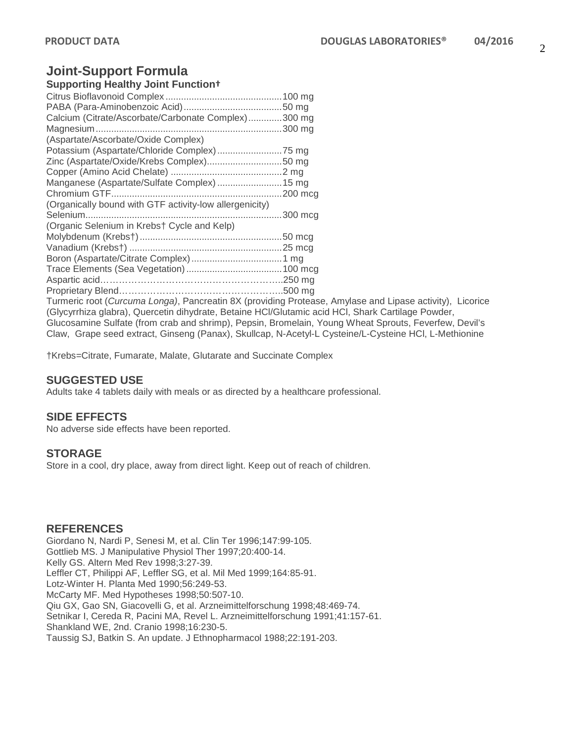## Joint-Support Formula

### Supporting Healthy Joint Function†

Citrus Bioflavonoid Complex.............................................100 mg
PABA (Para-Aminobenzoic Acid)......................................50 mg
Calcium (Citrate/Ascorbate/Carbonate Complex).............300 mg
Magnesium........................................................................300 mg
(Aspartate/Ascorbate/Oxide Complex)
Potassium (Aspartate/Chloride Complex).........................75 mg
Zinc (Aspartate/Oxide/Krebs Complex)............................50 mg
Copper (Amino Acid Chelate) ...........................................2 mg
Manganese (Aspartate/Sulfate Complex).........................15 mg
Chromium GTF..................................................................200 mcg
(Organically bound with GTF activity-low allergenicity)
Selenium...........................................................................300 mcg
(Organic Selenium in Krebs† Cycle and Kelp)
Molybdenum (Krebs†).......................................................50 mcg
Vanadium (Krebs†) ...........................................................25 mcg
Boron (Aspartate/Citrate Complex)...................................1 mg
Trace Elements (Sea Vegetation).....................................100 mcg
Aspartic acid…………………………………………………..250 mg
Proprietary Blend……………………………………………..500 mg
Turmeric root (*Curcuma Longa)*, Pancreatin 8X (providing Protease, Amylase and Lipase activity), Licorice (Glycyrrhiza glabra), Quercetin dihydrate, Betaine HCl/Glutamic acid HCl, Shark Cartilage Powder, Glucosamine Sulfate (from crab and shrimp), Pepsin, Bromelain, Young Wheat Sprouts, Feverfew, Devil's Claw, Grape seed extract, Ginseng (Panax), Skullcap, N-Acetyl-L Cysteine/L-Cysteine HCl, L-Methionine

†Krebs=Citrate, Fumarate, Malate, Glutarate and Succinate Complex

## SUGGESTED USE

Adults take 4 tablets daily with meals or as directed by a healthcare professional.

## SIDE EFFECTS

No adverse side effects have been reported.

## STORAGE

Store in a cool, dry place, away from direct light. Keep out of reach of children.

## REFERENCES

Giordano N, Nardi P, Senesi M, et al. Clin Ter 1996;147:99-105.
Gottlieb MS. J Manipulative Physiol Ther 1997;20:400-14.
Kelly GS. Altern Med Rev 1998;3:27-39.
Leffler CT, Philippi AF, Leffler SG, et al. Mil Med 1999;164:85-91.
Lotz-Winter H. Planta Med 1990;56:249-53.
McCarty MF. Med Hypotheses 1998;50:507-10.
Qiu GX, Gao SN, Giacovelli G, et al. Arzneimittelforschung 1998;48:469-74.
Setnikar I, Cereda R, Pacini MA, Revel L. Arzneimittelforschung 1991;41:157-61.
Shankland WE, 2nd. Cranio 1998;16:230-5.
Taussig SJ, Batkin S. An update. J Ethnopharmacol 1988;22:191-203.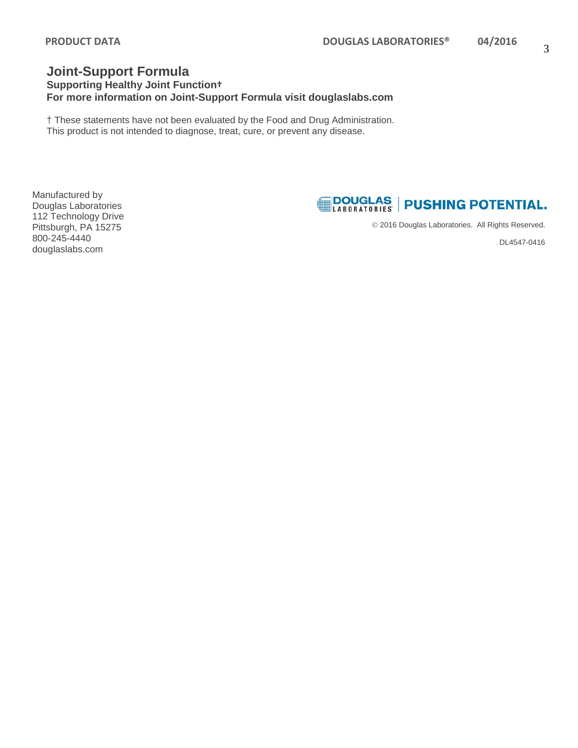## Joint-Support Formula

**Supporting Healthy Joint Function†**

**For more information on Joint-Support Formula visit douglaslabs.com**

† These statements have not been evaluated by the Food and Drug Administration.
This product is not intended to diagnose, treat, cure, or prevent any disease.

Manufactured by
Douglas Laboratories
112 Technology Drive
Pittsburgh, PA 15275
800-245-4440
douglaslabs.com

DOUGLAS LABORATORIES | PUSHING POTENTIAL.

© 2016 Douglas Laboratories. All Rights Reserved.

DL4547-0416